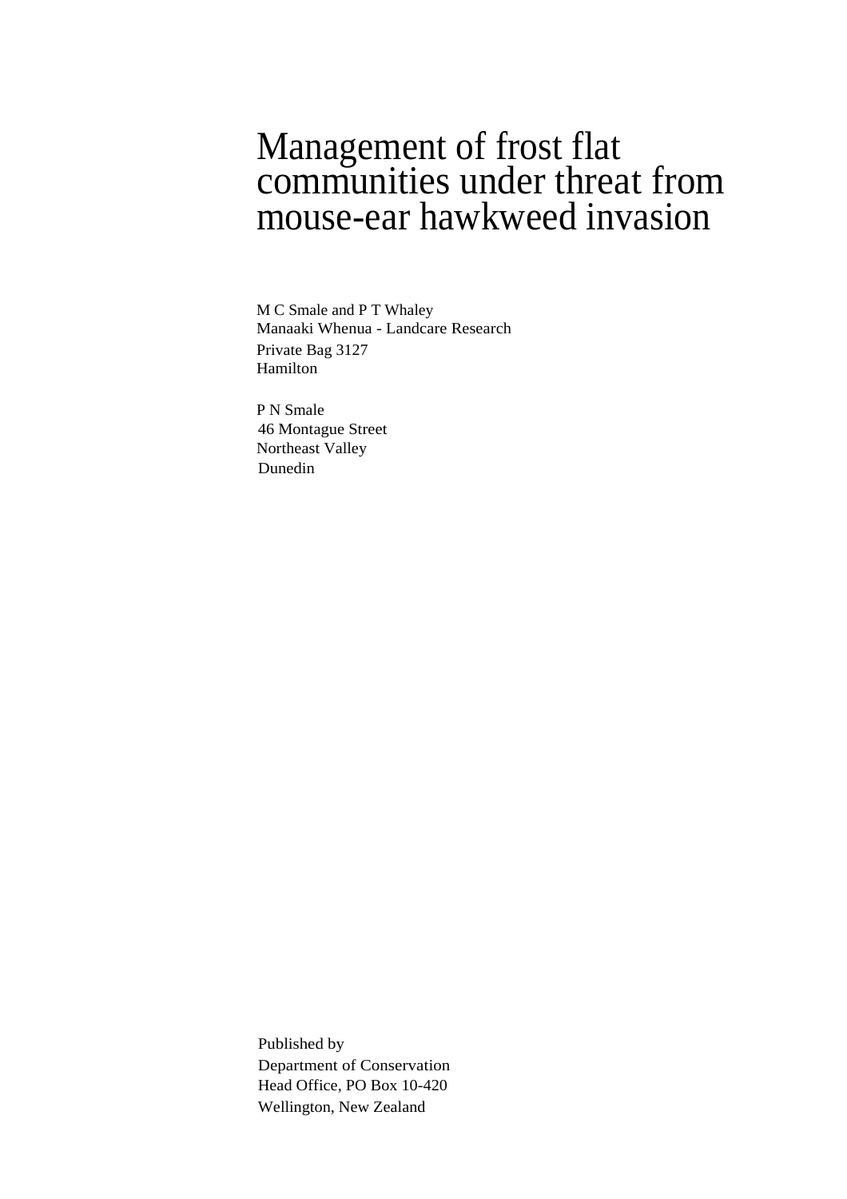# Management of frost flat communities under threat from mouse-ear hawkweed invasion

M C Smale and P T Whaley
Manaaki Whenua - Landcare Research
Private Bag 3127
Hamilton

P N Smale
46 Montague Street
Northeast Valley
Dunedin

Published by
Department of Conservation
Head Office, PO Box 10-420
Wellington, New Zealand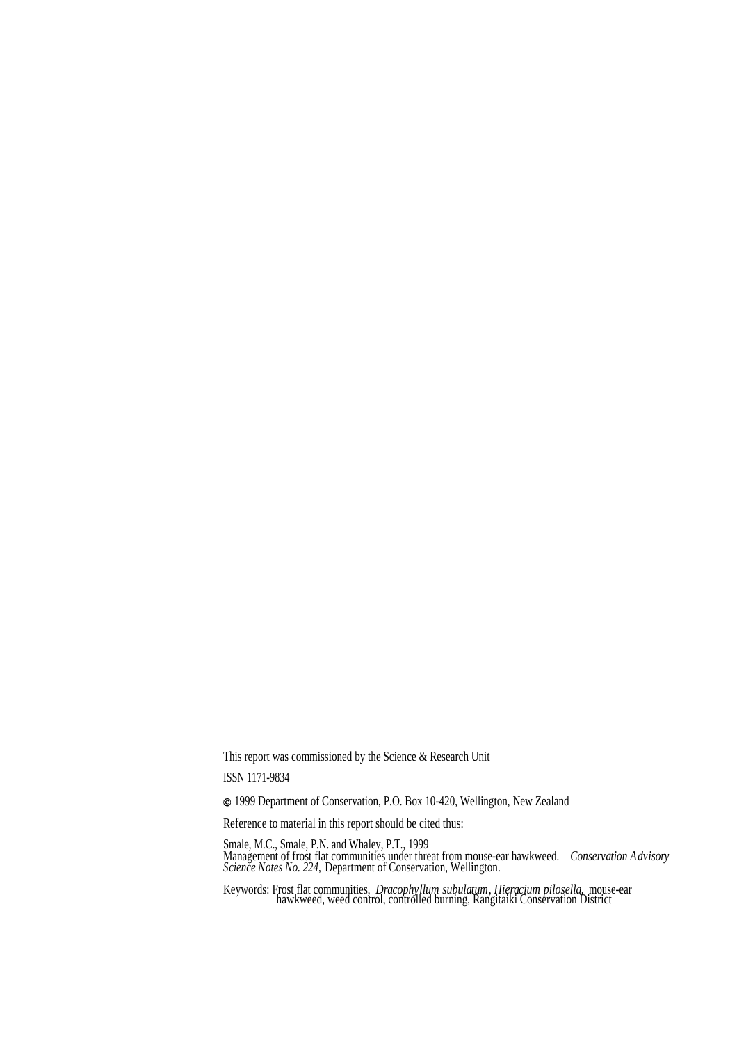This report was commissioned by the Science & Research Unit

ISSN 1171-9834

© 1999 Department of Conservation, P.O. Box 10-420, Wellington, New Zealand

Reference to material in this report should be cited thus:

Smale, M.C., Smale, P.N. and Whaley, P.T., 1999
Management of frost flat communities under threat from mouse-ear hawkweed. *Conservation Advisory Science Notes No. 224,* Department of Conservation, Wellington.

Keywords: Frost flat communities, *Dracophyllum subulatum*, *Hieracium pilosella,* mouse-ear hawkweed, weed control, controlled burning, Rangitaiki Conservation District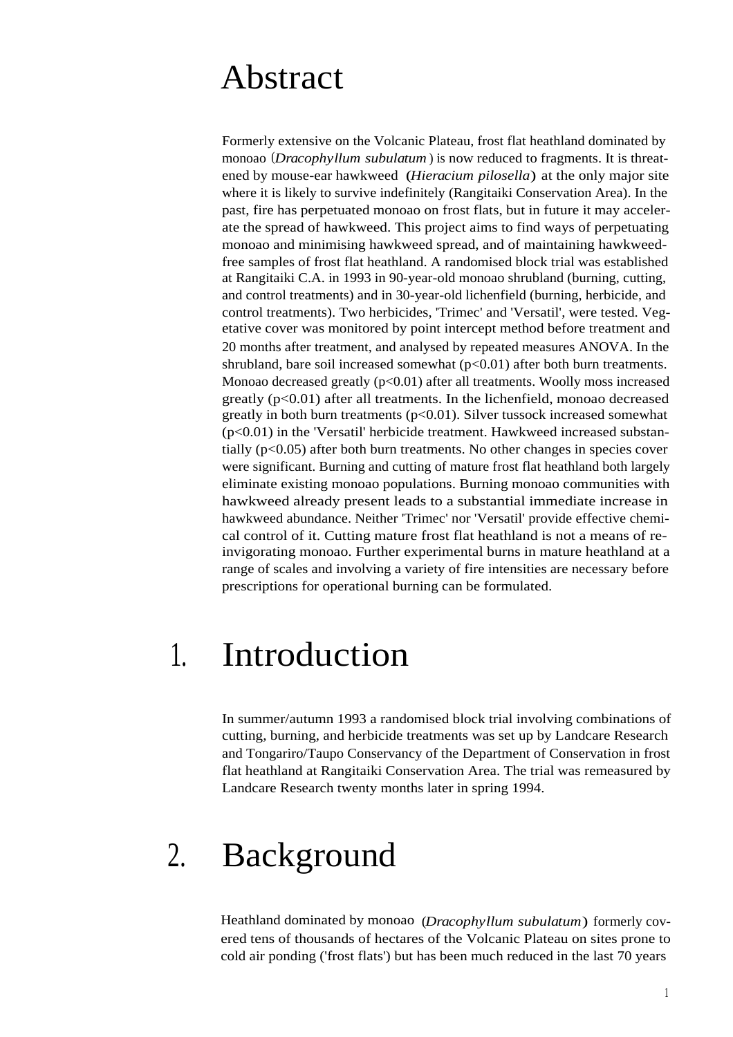# Abstract

Formerly extensive on the Volcanic Plateau, frost flat heathland dominated by monoao (*Dracophyllum subulatum*) is now reduced to fragments. It is threatened by mouse-ear hawkweed (*Hieracium pilosella*) at the only major site where it is likely to survive indefinitely (Rangitaiki Conservation Area). In the past, fire has perpetuated monoao on frost flats, but in future it may accelerate the spread of hawkweed. This project aims to find ways of perpetuating monoao and minimising hawkweed spread, and of maintaining hawkweed-free samples of frost flat heathland. A randomised block trial was established at Rangitaiki C.A. in 1993 in 90-year-old monoao shrubland (burning, cutting, and control treatments) and in 30-year-old lichenfield (burning, herbicide, and control treatments). Two herbicides, 'Trimec' and 'Versatil', were tested. Vegetative cover was monitored by point intercept method before treatment and 20 months after treatment, and analysed by repeated measures ANOVA. In the shrubland, bare soil increased somewhat ($p<0.01$) after both burn treatments. Monoao decreased greatly ($p<0.01$) after all treatments. Woolly moss increased greatly ($p<0.01$) after all treatments. In the lichenfield, monoao decreased greatly in both burn treatments ($p<0.01$). Silver tussock increased somewhat ($p<0.01$) in the 'Versatil' herbicide treatment. Hawkweed increased substantially ($p<0.05$) after both burn treatments. No other changes in species cover were significant. Burning and cutting of mature frost flat heathland both largely eliminate existing monoao populations. Burning monoao communities with hawkweed already present leads to a substantial immediate increase in hawkweed abundance. Neither 'Trimec' nor 'Versatil' provide effective chemical control of it. Cutting mature frost flat heathland is not a means of re-invigorating monoao. Further experimental burns in mature heathland at a range of scales and involving a variety of fire intensities are necessary before prescriptions for operational burning can be formulated.

# 1. Introduction

In summer/autumn 1993 a randomised block trial involving combinations of cutting, burning, and herbicide treatments was set up by Landcare Research and Tongariro/Taupo Conservancy of the Department of Conservation in frost flat heathland at Rangitaiki Conservation Area. The trial was remeasured by Landcare Research twenty months later in spring 1994.

# 2. Background

Heathland dominated by monoao (*Dracophyllum subulatum*) formerly covered tens of thousands of hectares of the Volcanic Plateau on sites prone to cold air ponding ('frost flats') but has been much reduced in the last 70 years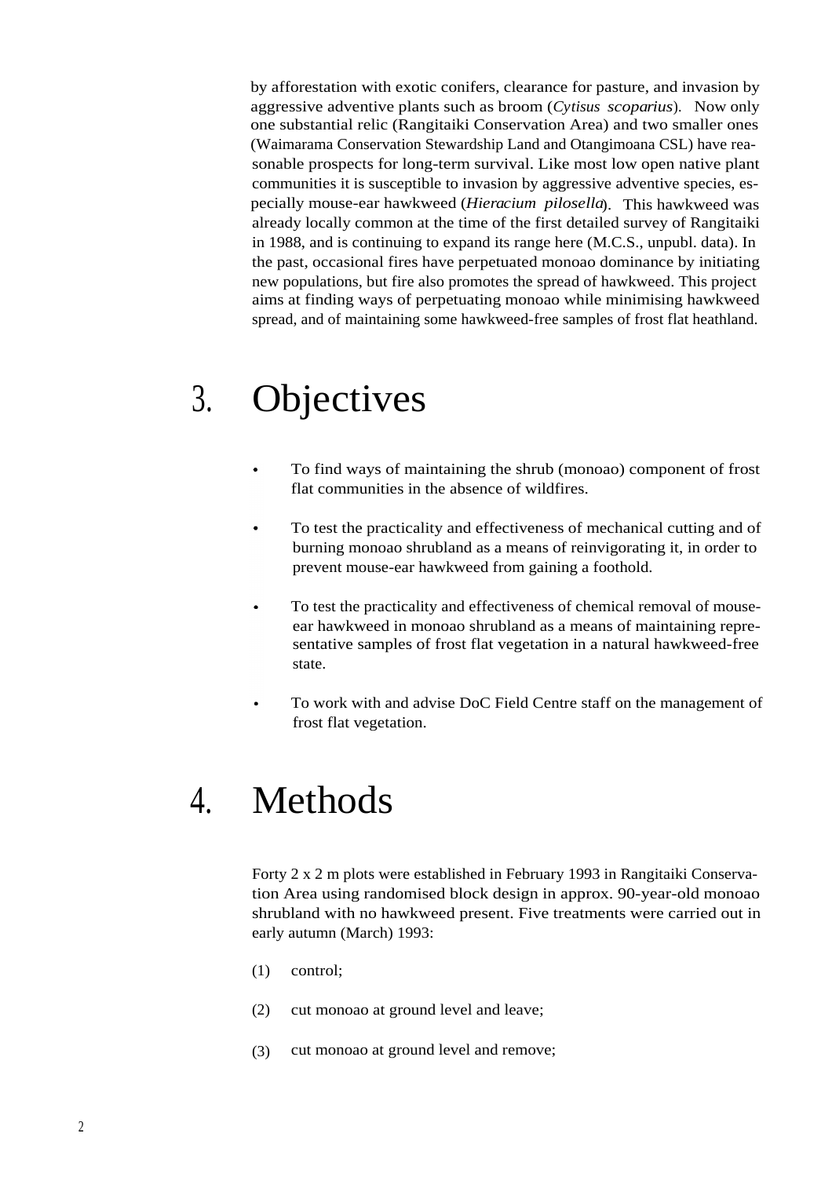by afforestation with exotic conifers, clearance for pasture, and invasion by aggressive adventive plants such as broom (*Cytisus scoparius*). Now only one substantial relic (Rangitaiki Conservation Area) and two smaller ones (Waimarama Conservation Stewardship Land and Otangimoana CSL) have reasonable prospects for long-term survival. Like most low open native plant communities it is susceptible to invasion by aggressive adventive species, especially mouse-ear hawkweed (*Hieracium pilosella*). This hawkweed was already locally common at the time of the first detailed survey of Rangitaiki in 1988, and is continuing to expand its range here (M.C.S., unpubl. data). In the past, occasional fires have perpetuated monoao dominance by initiating new populations, but fire also promotes the spread of hawkweed. This project aims at finding ways of perpetuating monoao while minimising hawkweed spread, and of maintaining some hawkweed-free samples of frost flat heathland.

# 3. Objectives

- To find ways of maintaining the shrub (monoao) component of frost flat communities in the absence of wildfires.
- To test the practicality and effectiveness of mechanical cutting and of burning monoao shrubland as a means of reinvigorating it, in order to prevent mouse-ear hawkweed from gaining a foothold.
- To test the practicality and effectiveness of chemical removal of mouse-ear hawkweed in monoao shrubland as a means of maintaining representative samples of frost flat vegetation in a natural hawkweed-free state.
- To work with and advise DoC Field Centre staff on the management of frost flat vegetation.

# 4. Methods

Forty 2 x 2 m plots were established in February 1993 in Rangitaiki Conservation Area using randomised block design in approx. 90-year-old monoao shrubland with no hawkweed present. Five treatments were carried out in early autumn (March) 1993:

(1) control;

(2) cut monoao at ground level and leave;

(3) cut monoao at ground level and remove;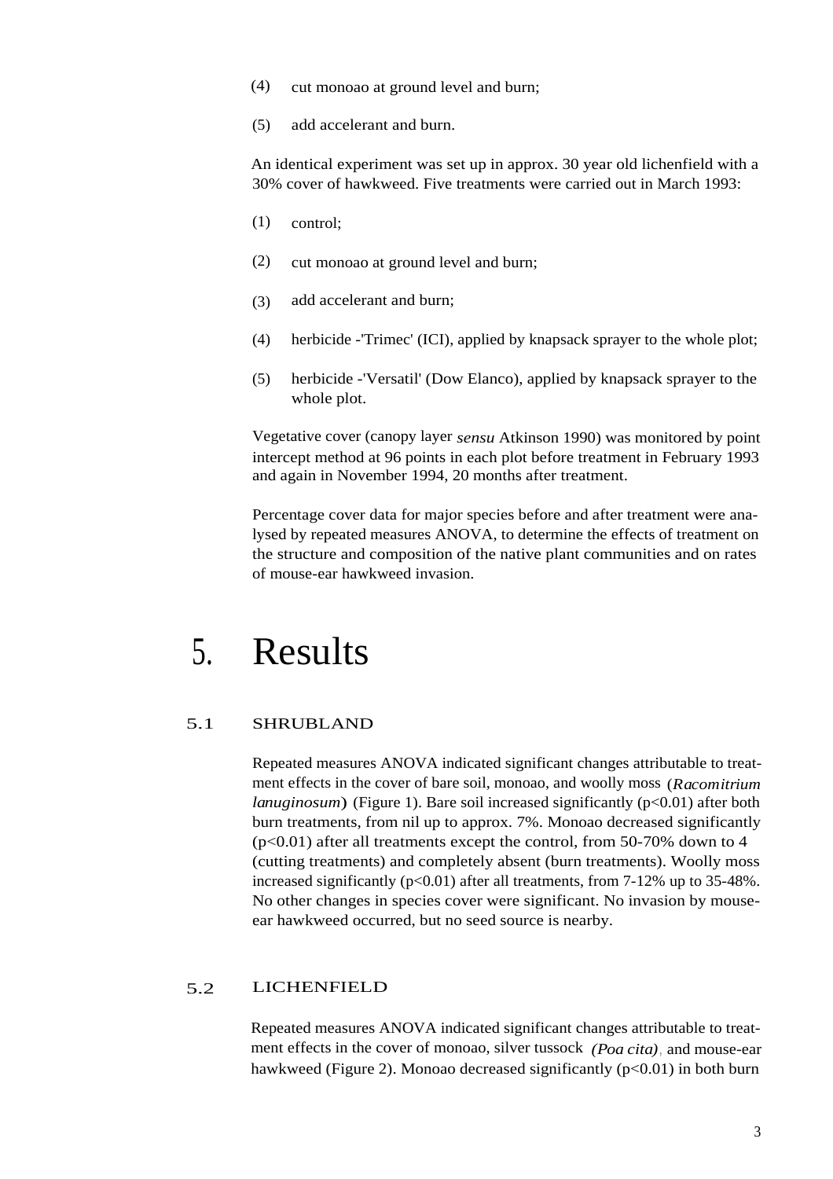(4) cut monoao at ground level and burn;

(5) add accelerant and burn.

An identical experiment was set up in approx. 30 year old lichenfield with a 30% cover of hawkweed. Five treatments were carried out in March 1993:

(1) control;

(2) cut monoao at ground level and burn;

(3) add accelerant and burn;

(4) herbicide -'Trimec' (ICI), applied by knapsack sprayer to the whole plot;

(5) herbicide -'Versatil' (Dow Elanco), applied by knapsack sprayer to the whole plot.

Vegetative cover (canopy layer *sensu* Atkinson 1990) was monitored by point intercept method at 96 points in each plot before treatment in February 1993 and again in November 1994, 20 months after treatment.

Percentage cover data for major species before and after treatment were analysed by repeated measures ANOVA, to determine the effects of treatment on the structure and composition of the native plant communities and on rates of mouse-ear hawkweed invasion.

# 5. Results

## 5.1 SHRUBLAND

Repeated measures ANOVA indicated significant changes attributable to treatment effects in the cover of bare soil, monoao, and woolly moss (*Racomitrium lanuginosum*) (Figure 1). Bare soil increased significantly ($p<0.01$) after both burn treatments, from nil up to approx. 7%. Monoao decreased significantly ($p<0.01$) after all treatments except the control, from 50-70% down to 4 (cutting treatments) and completely absent (burn treatments). Woolly moss increased significantly ($p<0.01$) after all treatments, from 7-12% up to 35-48%. No other changes in species cover were significant. No invasion by mouse-ear hawkweed occurred, but no seed source is nearby.

## 5.2 LICHENFIELD

Repeated measures ANOVA indicated significant changes attributable to treatment effects in the cover of monoao, silver tussock *(Poa cita)*, and mouse-ear hawkweed (Figure 2). Monoao decreased significantly ($p<0.01$) in both burn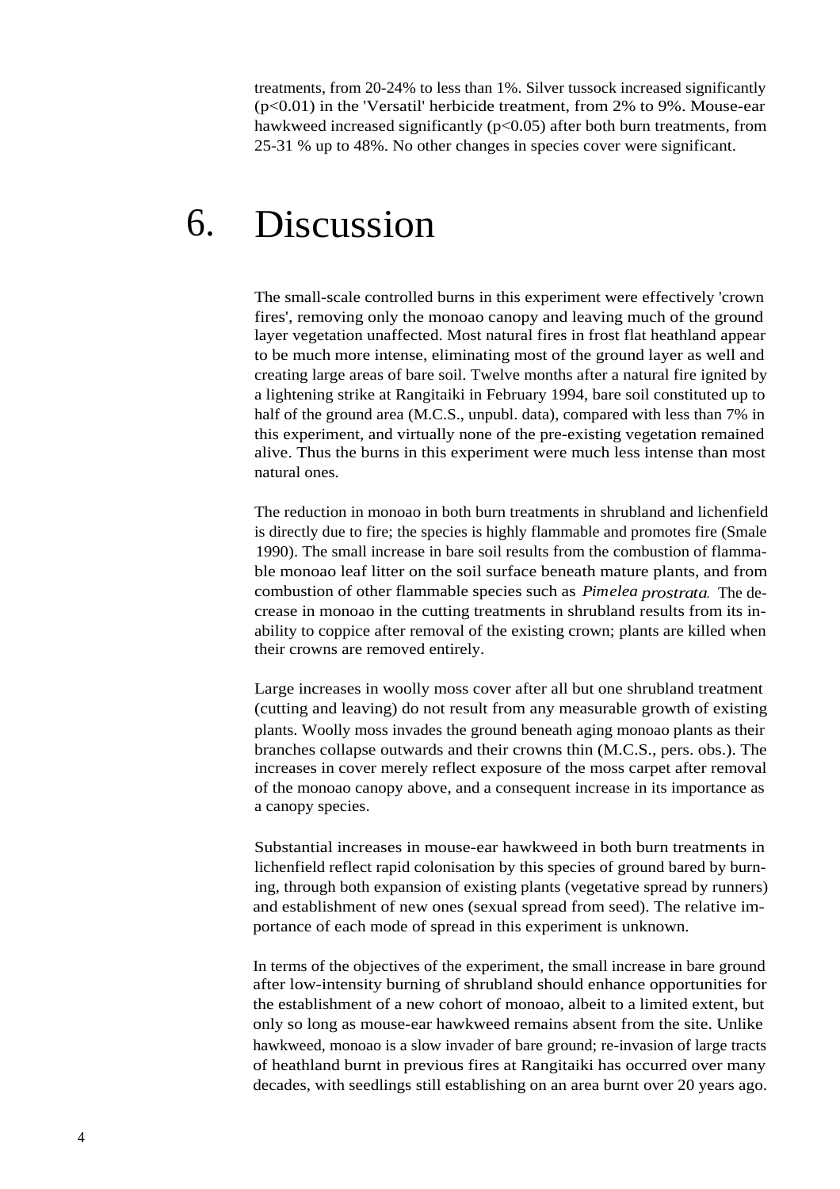treatments, from 20-24% to less than 1%. Silver tussock increased significantly ($p<0.01$) in the 'Versatil' herbicide treatment, from 2% to 9%. Mouse-ear hawkweed increased significantly ($p<0.05$) after both burn treatments, from 25-31 % up to 48%. No other changes in species cover were significant.

# 6. Discussion

The small-scale controlled burns in this experiment were effectively 'crown fires', removing only the monoao canopy and leaving much of the ground layer vegetation unaffected. Most natural fires in frost flat heathland appear to be much more intense, eliminating most of the ground layer as well and creating large areas of bare soil. Twelve months after a natural fire ignited by a lightening strike at Rangitaiki in February 1994, bare soil constituted up to half of the ground area (M.C.S., unpubl. data), compared with less than 7% in this experiment, and virtually none of the pre-existing vegetation remained alive. Thus the burns in this experiment were much less intense than most natural ones.

The reduction in monoao in both burn treatments in shrubland and lichenfield is directly due to fire; the species is highly flammable and promotes fire (Smale 1990). The small increase in bare soil results from the combustion of flammable monoao leaf litter on the soil surface beneath mature plants, and from combustion of other flammable species such as *Pimelea prostrata*. The decrease in monoao in the cutting treatments in shrubland results from its inability to coppice after removal of the existing crown; plants are killed when their crowns are removed entirely.

Large increases in woolly moss cover after all but one shrubland treatment (cutting and leaving) do not result from any measurable growth of existing plants. Woolly moss invades the ground beneath aging monoao plants as their branches collapse outwards and their crowns thin (M.C.S., pers. obs.). The increases in cover merely reflect exposure of the moss carpet after removal of the monoao canopy above, and a consequent increase in its importance as a canopy species.

Substantial increases in mouse-ear hawkweed in both burn treatments in lichenfield reflect rapid colonisation by this species of ground bared by burning, through both expansion of existing plants (vegetative spread by runners) and establishment of new ones (sexual spread from seed). The relative importance of each mode of spread in this experiment is unknown.

In terms of the objectives of the experiment, the small increase in bare ground after low-intensity burning of shrubland should enhance opportunities for the establishment of a new cohort of monoao, albeit to a limited extent, but only so long as mouse-ear hawkweed remains absent from the site. Unlike hawkweed, monoao is a slow invader of bare ground; re-invasion of large tracts of heathland burnt in previous fires at Rangitaiki has occurred over many decades, with seedlings still establishing on an area burnt over 20 years ago.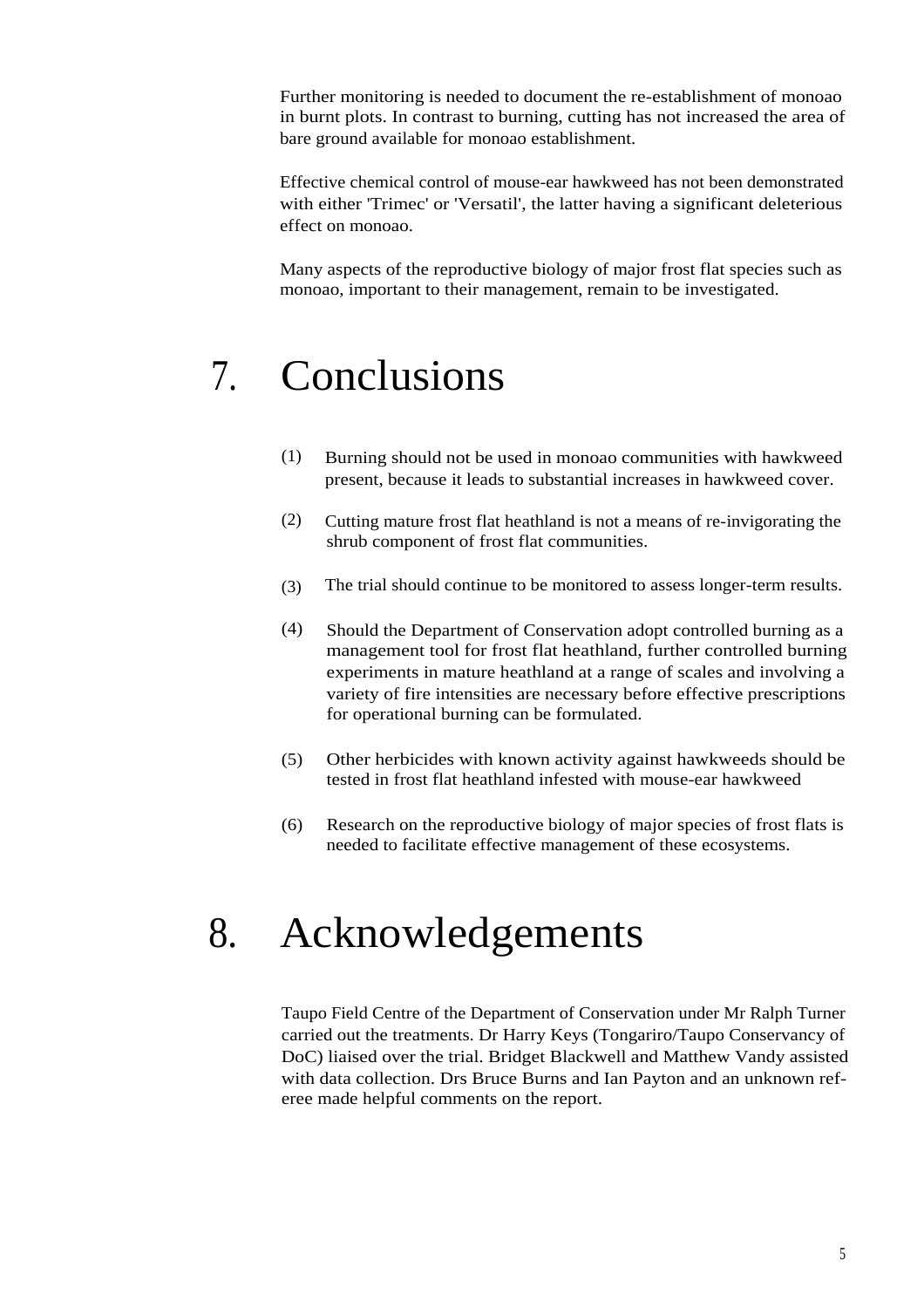Further monitoring is needed to document the re-establishment of monoao in burnt plots. In contrast to burning, cutting has not increased the area of bare ground available for monoao establishment.

Effective chemical control of mouse-ear hawkweed has not been demonstrated with either 'Trimec' or 'Versatil', the latter having a significant deleterious effect on monoao.

Many aspects of the reproductive biology of major frost flat species such as monoao, important to their management, remain to be investigated.

# 7. Conclusions

(1) Burning should not be used in monoao communities with hawkweed present, because it leads to substantial increases in hawkweed cover.

(2) Cutting mature frost flat heathland is not a means of re-invigorating the shrub component of frost flat communities.

(3) The trial should continue to be monitored to assess longer-term results.

(4) Should the Department of Conservation adopt controlled burning as a management tool for frost flat heathland, further controlled burning experiments in mature heathland at a range of scales and involving a variety of fire intensities are necessary before effective prescriptions for operational burning can be formulated.

(5) Other herbicides with known activity against hawkweeds should be tested in frost flat heathland infested with mouse-ear hawkweed

(6) Research on the reproductive biology of major species of frost flats is needed to facilitate effective management of these ecosystems.

# 8. Acknowledgements

Taupo Field Centre of the Department of Conservation under Mr Ralph Turner carried out the treatments. Dr Harry Keys (Tongariro/Taupo Conservancy of DoC) liaised over the trial. Bridget Blackwell and Matthew Vandy assisted with data collection. Drs Bruce Burns and Ian Payton and an unknown referee made helpful comments on the report.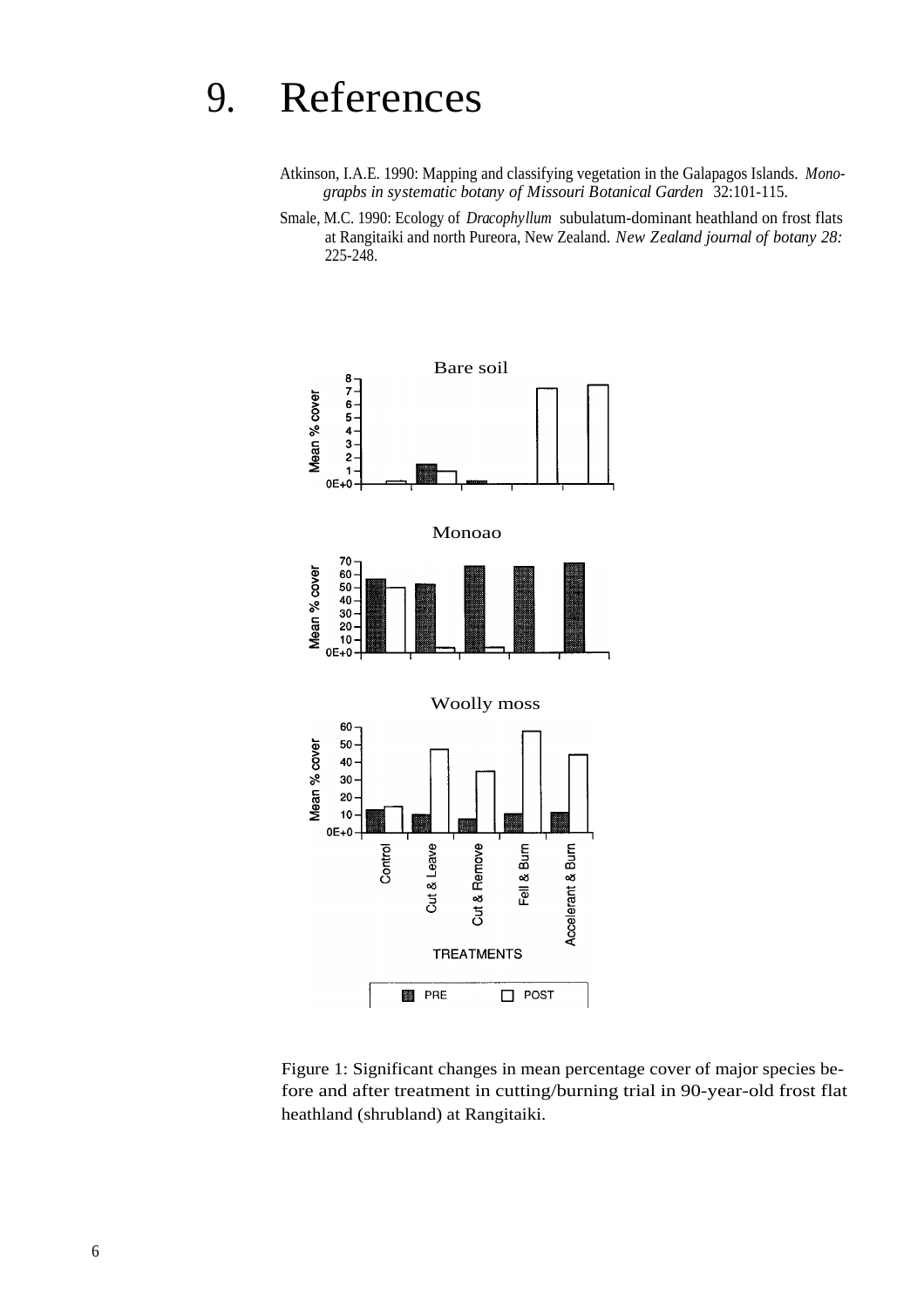# 9. References

Atkinson, I.A.E. 1990: Mapping and classifying vegetation in the Galapagos Islands. *Monograpbs in systematic botany of Missouri Botanical Garden* 32:101-115.

Smale, M.C. 1990: Ecology of *Dracophyllum* subulatum-dominant heathland on frost flats at Rangitaiki and north Pureora, New Zealand. *New Zealand journal of botany 28:* 225-248.

Figure 1: Significant changes in mean percentage cover of major species before and after treatment in cutting/burning trial in 90-year-old frost flat heathland (shrubland) at Rangitaiki.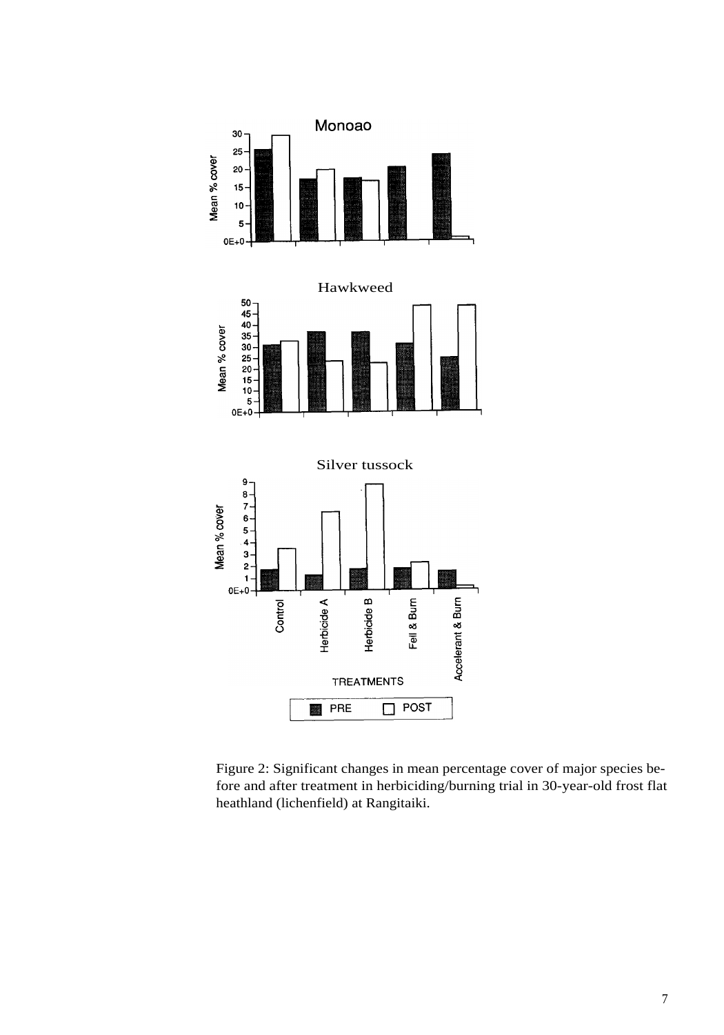Monoao

Mean % cover

30
25
20
15
10
5
0E+0

Hawkweed

Mean % cover

50
45
40
35
30
25
20
15
10
5
0E+0

Silver tussock

Mean % cover

9
8
7
6
5
4
3
2
1
0E+0

Control
Herbicide A
Herbicide B
Fell & Burn
Accelerant & Burn

TREATMENTS

PRE
POST

Figure 2: Significant changes in mean percentage cover of major species before and after treatment in herbiciding/burning trial in 30-year-old frost flat heathland (lichenfield) at Rangitaiki.